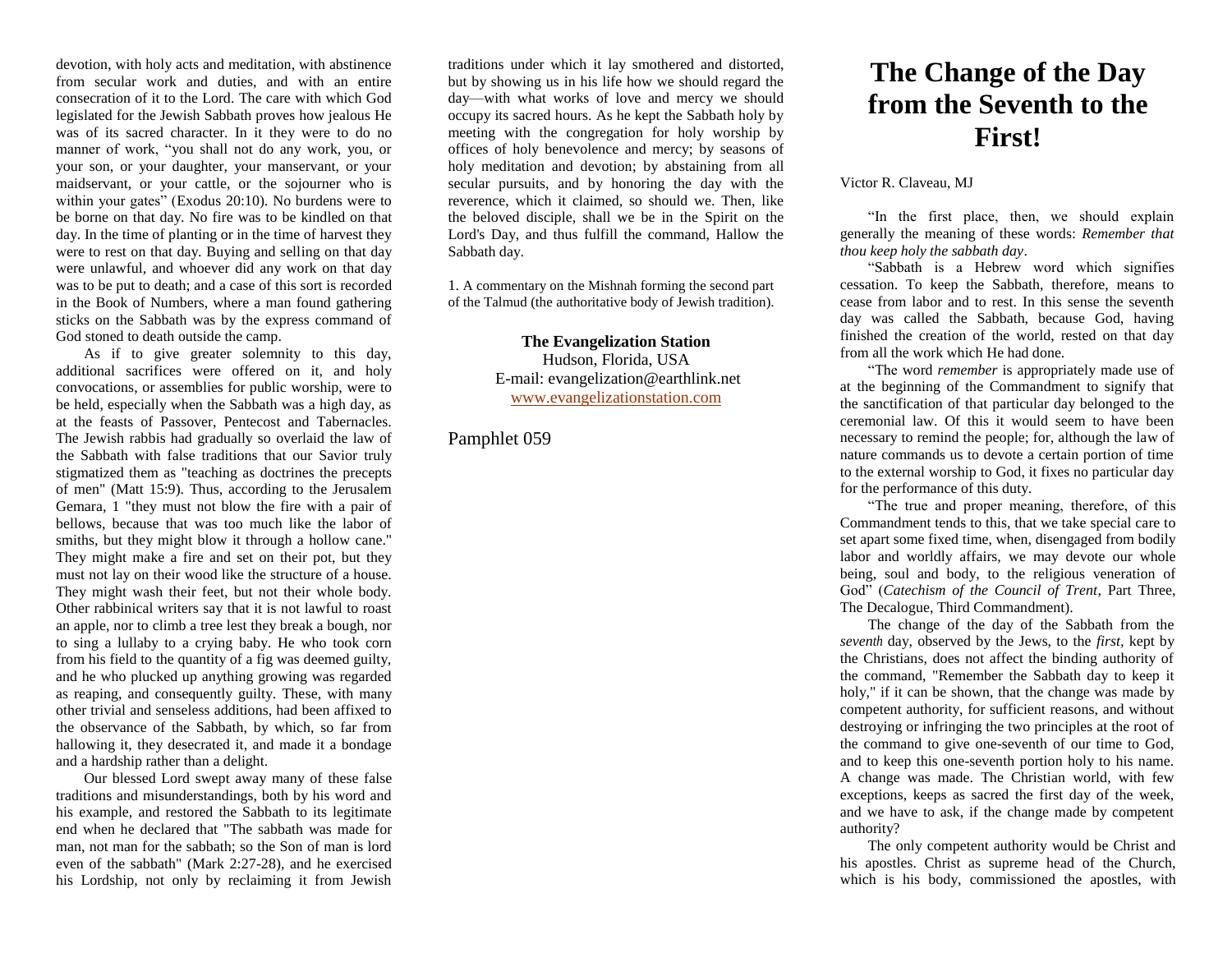devotion, with holy acts and meditation, with abstinence from secular work and duties, and with an entire consecration of it to the Lord. The care with which God legislated for the Jewish Sabbath proves how jealous He was of its sacred character. In it they were to do no manner of work, “you shall not do any work, you, or your son, or your daughter, your manservant, or your maidservant, or your cattle, or the sojourner who is within your gates” (Exodus 20:10). No burdens were to be borne on that day. No fire was to be kindled on that day. In the time of planting or in the time of harvest they were to rest on that day. Buying and selling on that day were unlawful, and whoever did any work on that day was to be put to death; and a case of this sort is recorded in the Book of Numbers, where a man found gathering sticks on the Sabbath was by the express command of God stoned to death outside the camp.

As if to give greater solemnity to this day, additional sacrifices were offered on it, and holy convocations, or assemblies for public worship, were to be held, especially when the Sabbath was a high day, as at the feasts of Passover, Pentecost and Tabernacles. The Jewish rabbis had gradually so overlaid the law of the Sabbath with false traditions that our Savior truly stigmatized them as "teaching as doctrines the precepts of men" (Matt 15:9). Thus, according to the Jerusalem Gemara, [1] "they must not blow the fire with a pair of bellows, because that was too much like the labor of smiths, but they might blow it through a hollow cane." They might make a fire and set on their pot, but they must not lay on their wood like the structure of a house. They might wash their feet, but not their whole body. Other rabbinical writers say that it is not lawful to roast an apple, nor to climb a tree lest they break a bough, nor to sing a lullaby to a crying baby. He who took corn from his field to the quantity of a fig was deemed guilty, and he who plucked up anything growing was regarded as reaping, and consequently guilty. These, with many other trivial and senseless additions, had been affixed to the observance of the Sabbath, by which, so far from hallowing it, they desecrated it, and made it a bondage and a hardship rather than a delight.

Our blessed Lord swept away many of these false traditions and misunderstandings, both by his word and his example, and restored the Sabbath to its legitimate end when he declared that "The sabbath was made for man, not man for the sabbath; so the Son of man is lord even of the sabbath" (Mark 2:27-28), and he exercised his Lordship, not only by reclaiming it from Jewish traditions under which it lay smothered and distorted, but by showing us in his life how we should regard the day—with what works of love and mercy we should occupy its sacred hours. As he kept the Sabbath holy by meeting with the congregation for holy worship by offices of holy benevolence and mercy; by seasons of holy meditation and devotion; by abstaining from all secular pursuits, and by honoring the day with the reverence, which it claimed, so should we. Then, like the beloved disciple, shall we be in the Spirit on the Lord's Day, and thus fulfill the command, Hallow the Sabbath day.

1. A commentary on the Mishnah forming the second part of the Talmud (the authoritative body of Jewish tradition).

**The Evangelization Station**
Hudson, Florida, USA
E-mail: evangelization@earthlink.net
www.evangelizationstation.com

Pamphlet 059

# The Change of the Day from the Seventh to the First!

Victor R. Claveau, MJ

“In the first place, then, we should explain generally the meaning of these words: *Remember that thou keep holy the sabbath day*.

“Sabbath is a Hebrew word which signifies cessation. To keep the Sabbath, therefore, means to cease from labor and to rest. In this sense the seventh day was called the Sabbath, because God, having finished the creation of the world, rested on that day from all the work which He had done.

“The word *remember* is appropriately made use of at the beginning of the Commandment to signify that the sanctification of that particular day belonged to the ceremonial law. Of this it would seem to have been necessary to remind the people; for, although the law of nature commands us to devote a certain portion of time to the external worship to God, it fixes no particular day for the performance of this duty.

“The true and proper meaning, therefore, of this Commandment tends to this, that we take special care to set apart some fixed time, when, disengaged from bodily labor and worldly affairs, we may devote our whole being, soul and body, to the religious veneration of God” (*Catechism of the Council of Trent*, Part Three, The Decalogue, Third Commandment).

The change of the day of the Sabbath from the *seventh* day, observed by the Jews, to the *first*, kept by the Christians, does not affect the binding authority of the command, "Remember the Sabbath day to keep it holy," if it can be shown, that the change was made by competent authority, for sufficient reasons, and without destroying or infringing the two principles at the root of the command to give one-seventh of our time to God, and to keep this one-seventh portion holy to his name. A change was made. The Christian world, with few exceptions, keeps as sacred the first day of the week, and we have to ask, if the change made by competent authority?

The only competent authority would be Christ and his apostles. Christ as supreme head of the Church, which is his body, commissioned the apostles, with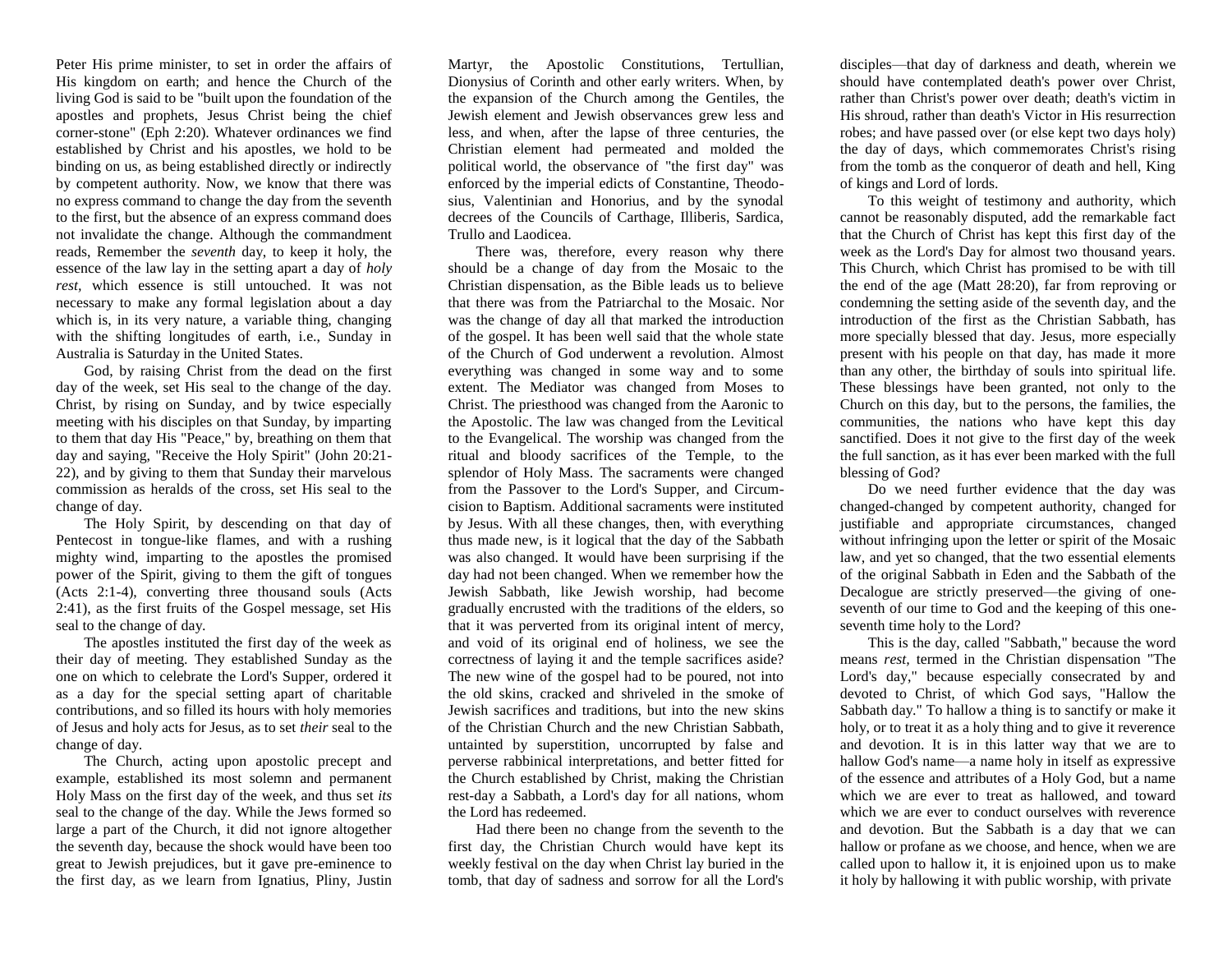Peter His prime minister, to set in order the affairs of His kingdom on earth; and hence the Church of the living God is said to be "built upon the foundation of the apostles and prophets, Jesus Christ being the chief corner-stone" (Eph 2:20). Whatever ordinances we find established by Christ and his apostles, we hold to be binding on us, as being established directly or indirectly by competent authority. Now, we know that there was no express command to change the day from the seventh to the first, but the absence of an express command does not invalidate the change. Although the commandment reads, Remember the *seventh* day, to keep it holy, the essence of the law lay in the setting apart a day of *holy rest,* which essence is still untouched. It was not necessary to make any formal legislation about a day which is, in its very nature, a variable thing, changing with the shifting longitudes of earth, i.e., Sunday in Australia is Saturday in the United States.

God, by raising Christ from the dead on the first day of the week, set His seal to the change of the day. Christ, by rising on Sunday, and by twice especially meeting with his disciples on that Sunday, by imparting to them that day His "Peace," by, breathing on them that day and saying, "Receive the Holy Spirit" (John 20:21-22), and by giving to them that Sunday their marvelous commission as heralds of the cross, set His seal to the change of day.

The Holy Spirit, by descending on that day of Pentecost in tongue-like flames, and with a rushing mighty wind, imparting to the apostles the promised power of the Spirit, giving to them the gift of tongues (Acts 2:1-4), converting three thousand souls (Acts 2:41), as the first fruits of the Gospel message, set His seal to the change of day.

The apostles instituted the first day of the week as their day of meeting. They established Sunday as the one on which to celebrate the Lord's Supper, ordered it as a day for the special setting apart of charitable contributions, and so filled its hours with holy memories of Jesus and holy acts for Jesus, as to set *their* seal to the change of day.

The Church, acting upon apostolic precept and example, established its most solemn and permanent Holy Mass on the first day of the week, and thus set *its* seal to the change of the day. While the Jews formed so large a part of the Church, it did not ignore altogether the seventh day, because the shock would have been too great to Jewish prejudices, but it gave pre-eminence to the first day, as we learn from Ignatius, Pliny, Justin Martyr, the Apostolic Constitutions, Tertullian, Dionysius of Corinth and other early writers. When, by the expansion of the Church among the Gentiles, the Jewish element and Jewish observances grew less and less, and when, after the lapse of three centuries, the Christian element had permeated and molded the political world, the observance of "the first day" was enforced by the imperial edicts of Constantine, Theodosius, Valentinian and Honorius, and by the synodal decrees of the Councils of Carthage, Illiberis, Sardica, Trullo and Laodicea.

There was, therefore, every reason why there should be a change of day from the Mosaic to the Christian dispensation, as the Bible leads us to believe that there was from the Patriarchal to the Mosaic. Nor was the change of day all that marked the introduction of the gospel. It has been well said that the whole state of the Church of God underwent a revolution. Almost everything was changed in some way and to some extent. The Mediator was changed from Moses to Christ. The priesthood was changed from the Aaronic to the Apostolic. The law was changed from the Levitical to the Evangelical. The worship was changed from the ritual and bloody sacrifices of the Temple, to the splendor of Holy Mass. The sacraments were changed from the Passover to the Lord's Supper, and Circumcision to Baptism. Additional sacraments were instituted by Jesus. With all these changes, then, with everything thus made new, is it logical that the day of the Sabbath was also changed. It would have been surprising if the day had not been changed. When we remember how the Jewish Sabbath, like Jewish worship, had become gradually encrusted with the traditions of the elders, so that it was perverted from its original intent of mercy, and void of its original end of holiness, we see the correctness of laying it and the temple sacrifices aside? The new wine of the gospel had to be poured, not into the old skins, cracked and shriveled in the smoke of Jewish sacrifices and traditions, but into the new skins of the Christian Church and the new Christian Sabbath, untainted by superstition, uncorrupted by false and perverse rabbinical interpretations, and better fitted for the Church established by Christ, making the Christian rest-day a Sabbath, a Lord's day for all nations, whom the Lord has redeemed.

Had there been no change from the seventh to the first day, the Christian Church would have kept its weekly festival on the day when Christ lay buried in the tomb, that day of sadness and sorrow for all the Lord's disciples—that day of darkness and death, wherein we should have contemplated death's power over Christ, rather than Christ's power over death; death's victim in His shroud, rather than death's Victor in His resurrection robes; and have passed over (or else kept two days holy) the day of days, which commemorates Christ's rising from the tomb as the conqueror of death and hell, King of kings and Lord of lords.

To this weight of testimony and authority, which cannot be reasonably disputed, add the remarkable fact that the Church of Christ has kept this first day of the week as the Lord's Day for almost two thousand years. This Church, which Christ has promised to be with till the end of the age (Matt 28:20), far from reproving or condemning the setting aside of the seventh day, and the introduction of the first as the Christian Sabbath, has more specially blessed that day. Jesus, more especially present with his people on that day, has made it more than any other, the birthday of souls into spiritual life. These blessings have been granted, not only to the Church on this day, but to the persons, the families, the communities, the nations who have kept this day sanctified. Does it not give to the first day of the week the full sanction, as it has ever been marked with the full blessing of God?

Do we need further evidence that the day was changed-changed by competent authority, changed for justifiable and appropriate circumstances, changed without infringing upon the letter or spirit of the Mosaic law, and yet so changed, that the two essential elements of the original Sabbath in Eden and the Sabbath of the Decalogue are strictly preserved—the giving of one-seventh of our time to God and the keeping of this one-seventh time holy to the Lord?

This is the day, called "Sabbath," because the word means *rest,* termed in the Christian dispensation "The Lord's day," because especially consecrated by and devoted to Christ, of which God says, "Hallow the Sabbath day." To hallow a thing is to sanctify or make it holy, or to treat it as a holy thing and to give it reverence and devotion. It is in this latter way that we are to hallow God's name—a name holy in itself as expressive of the essence and attributes of a Holy God, but a name which we are ever to treat as hallowed, and toward which we are ever to conduct ourselves with reverence and devotion. But the Sabbath is a day that we can hallow or profane as we choose, and hence, when we are called upon to hallow it, it is enjoined upon us to make it holy by hallowing it with public worship, with private